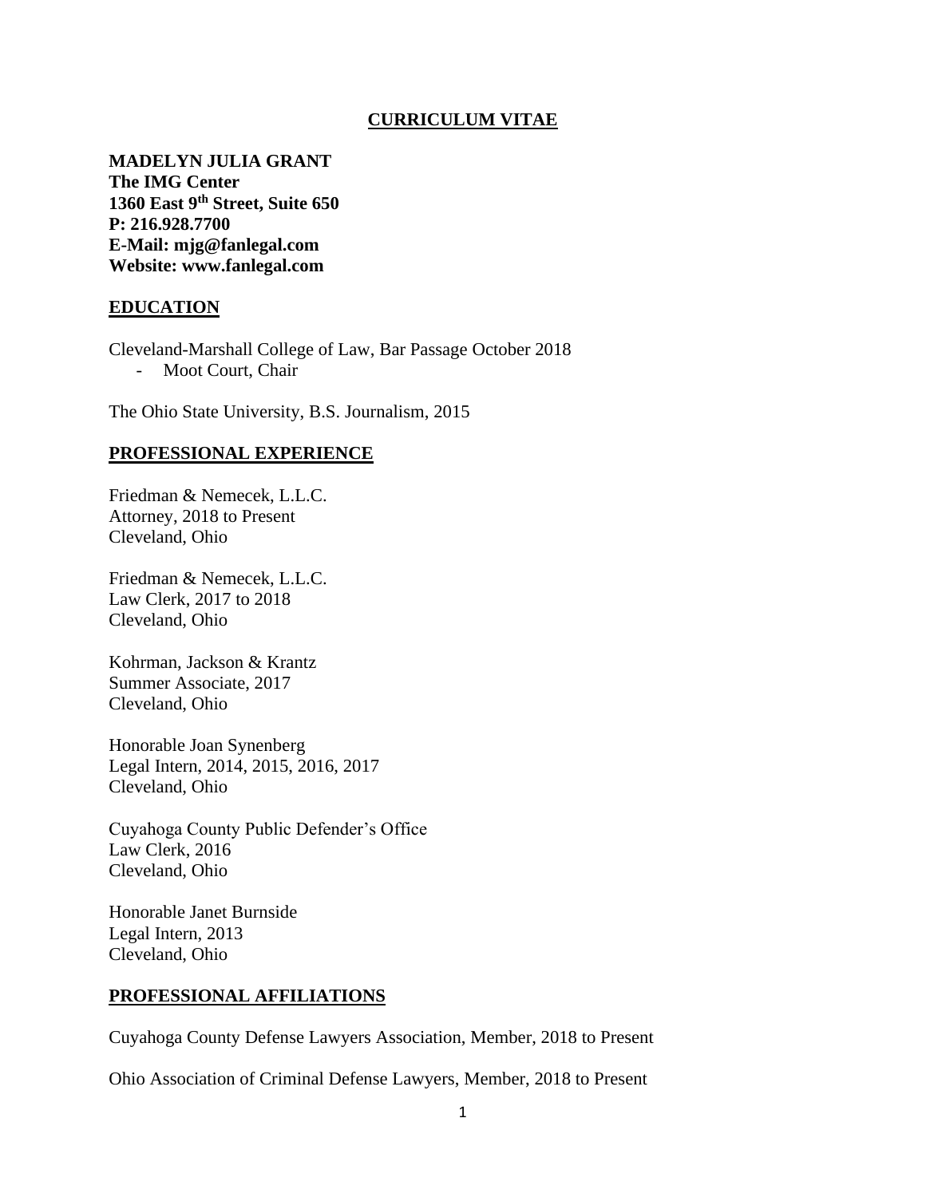# CURRICULUM VITAE

**MADELYN JULIA GRANT**
**The IMG Center**
**1360 East 9th Street, Suite 650**
**P: 216.928.7700**
**E-Mail: mjg@fanlegal.com**
**Website: www.fanlegal.com**

## EDUCATION

Cleveland-Marshall College of Law, Bar Passage October 2018

- Moot Court, Chair

The Ohio State University, B.S. Journalism, 2015

## PROFESSIONAL EXPERIENCE

Friedman & Nemecek, L.L.C.
Attorney, 2018 to Present
Cleveland, Ohio

Friedman & Nemecek, L.L.C.
Law Clerk, 2017 to 2018
Cleveland, Ohio

Kohrman, Jackson & Krantz
Summer Associate, 2017
Cleveland, Ohio

Honorable Joan Synenberg
Legal Intern, 2014, 2015, 2016, 2017
Cleveland, Ohio

Cuyahoga County Public Defender's Office
Law Clerk, 2016
Cleveland, Ohio

Honorable Janet Burnside
Legal Intern, 2013
Cleveland, Ohio

## PROFESSIONAL AFFILIATIONS

Cuyahoga County Defense Lawyers Association, Member, 2018 to Present

Ohio Association of Criminal Defense Lawyers, Member, 2018 to Present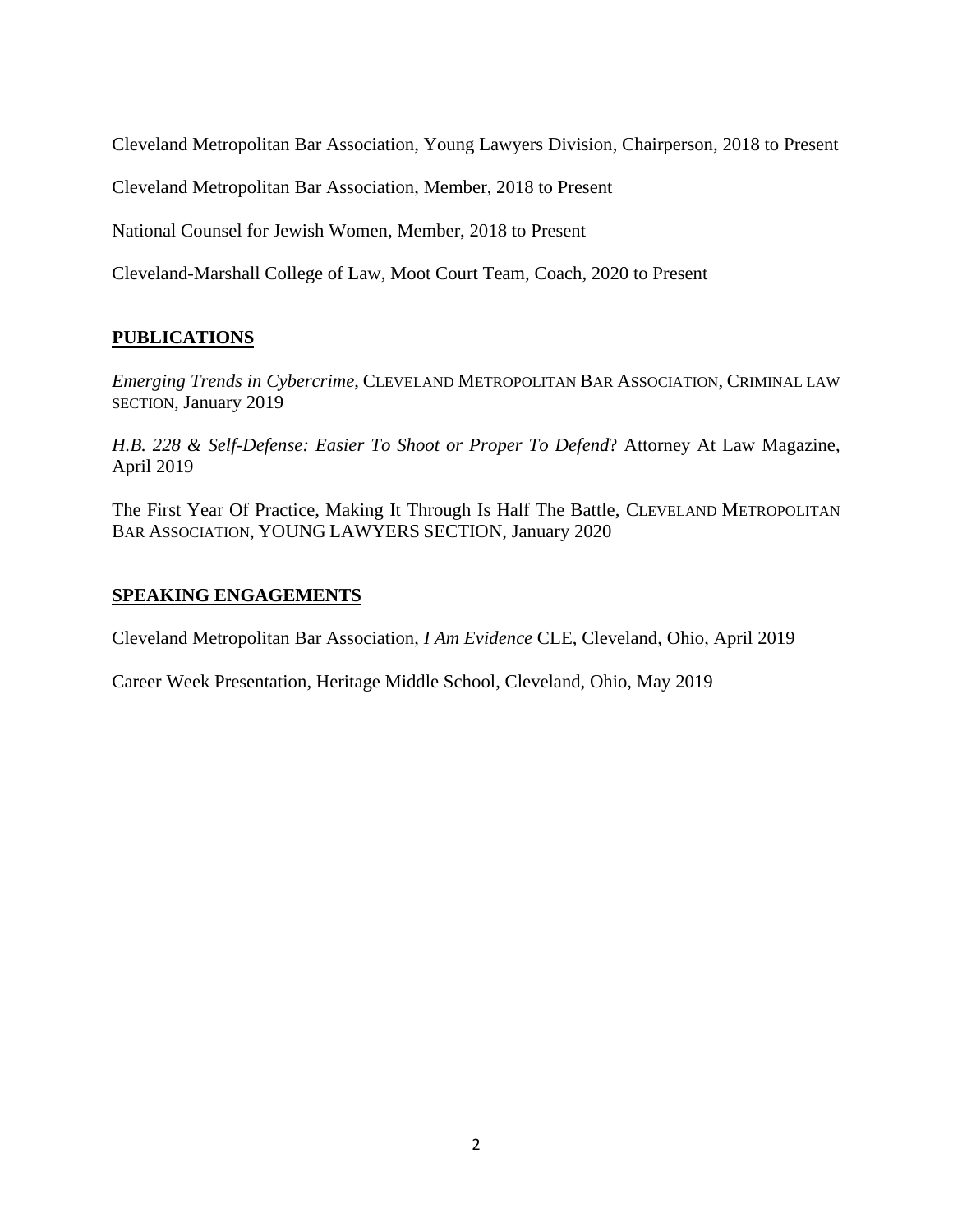Cleveland Metropolitan Bar Association, Young Lawyers Division, Chairperson, 2018 to Present

Cleveland Metropolitan Bar Association, Member, 2018 to Present

National Counsel for Jewish Women, Member, 2018 to Present

Cleveland-Marshall College of Law, Moot Court Team, Coach, 2020 to Present

## **PUBLICATIONS**

*Emerging Trends in Cybercrime*, CLEVELAND METROPOLITAN BAR ASSOCIATION, CRIMINAL LAW SECTION, January 2019

*H.B. 228 & Self-Defense: Easier To Shoot or Proper To Defend*? Attorney At Law Magazine, April 2019

The First Year Of Practice, Making It Through Is Half The Battle, CLEVELAND METROPOLITAN BAR ASSOCIATION, YOUNG LAWYERS SECTION, January 2020

## **SPEAKING ENGAGEMENTS**

Cleveland Metropolitan Bar Association, *I Am Evidence* CLE, Cleveland, Ohio, April 2019

Career Week Presentation, Heritage Middle School, Cleveland, Ohio, May 2019